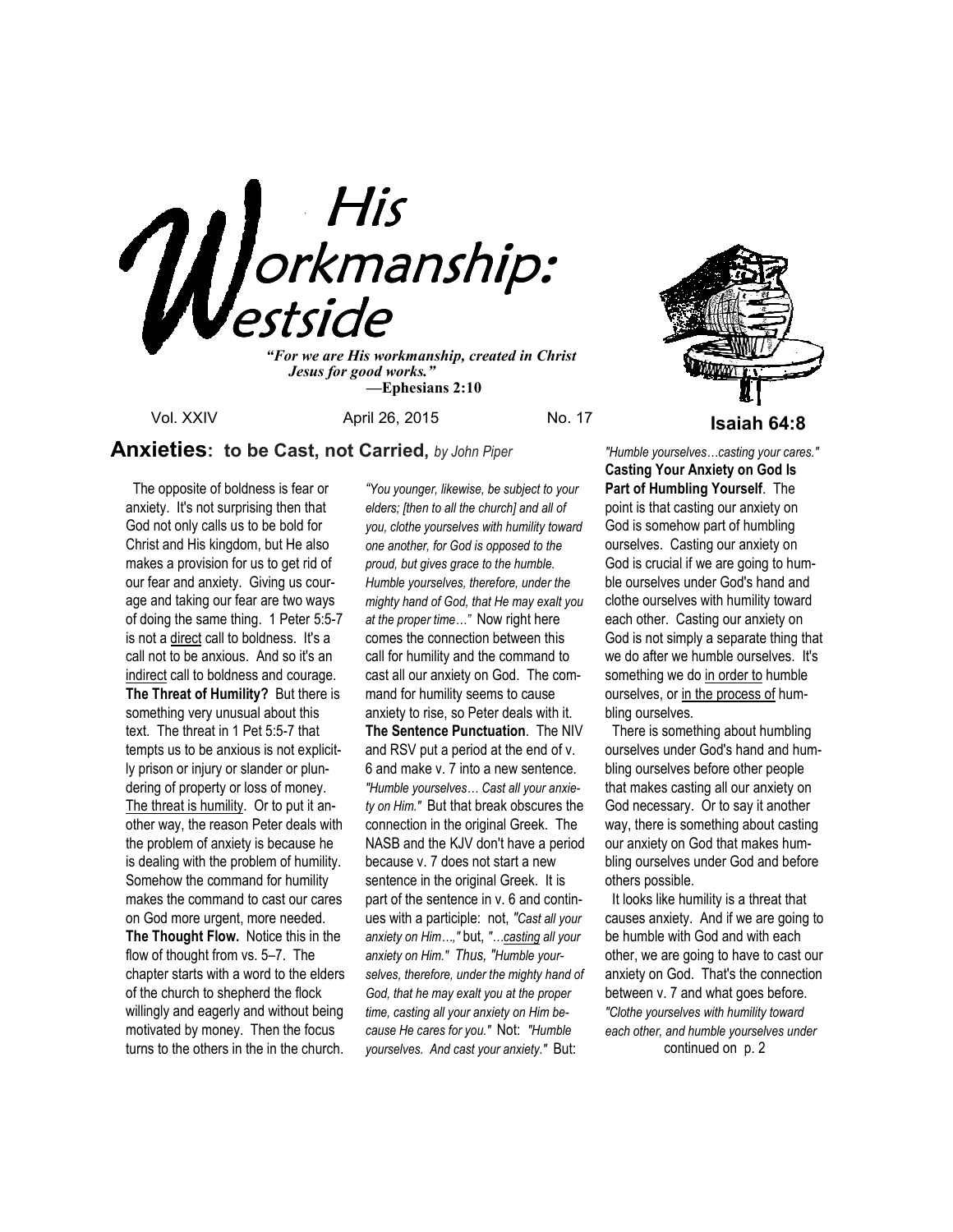# His Workmanship: Westside

***"For we are His workmanship, created in Christ Jesus for good works."***
**—Ephesians 2:10**

Vol. XXIV April 26, 2015 No. 17

**Isaiah 64:8**

## Anxieties: to be Cast, not Carried, *by John Piper*

The opposite of boldness is fear or anxiety. It's not surprising then that God not only calls us to be bold for Christ and His kingdom, but He also makes a provision for us to get rid of our fear and anxiety. Giving us courage and taking our fear are two ways of doing the same thing. 1 Peter 5:5-7 is not a direct call to boldness. It's a call not to be anxious. And so it's an indirect call to boldness and courage.

**The Threat of Humility?** But there is something very unusual about this text. The threat in 1 Pet 5:5-7 that tempts us to be anxious is not explicitly prison or injury or slander or plundering of property or loss of money. The threat is humility. Or to put it another way, the reason Peter deals with the problem of anxiety is because he is dealing with the problem of humility. Somehow the command for humility makes the command to cast our cares on God more urgent, more needed.

**The Thought Flow.** Notice this in the flow of thought from vs. 5–7. The chapter starts with a word to the elders of the church to shepherd the flock willingly and eagerly and without being motivated by money. Then the focus turns to the others in the in the church. *"You younger, likewise, be subject to your elders; [then to all the church] and all of you, clothe yourselves with humility toward one another, for God is opposed to the proud, but gives grace to the humble. Humble yourselves, therefore, under the mighty hand of God, that He may exalt you at the proper time…"* Now right here comes the connection between this call for humility and the command to cast all our anxiety on God. The command for humility seems to cause anxiety to rise, so Peter deals with it.

**The Sentence Punctuation**. The NIV and RSV put a period at the end of v. 6 and make v. 7 into a new sentence. *"Humble yourselves… Cast all your anxiety on Him."* But that break obscures the connection in the original Greek. The NASB and the KJV don't have a period because v. 7 does not start a new sentence in the original Greek. It is part of the sentence in v. 6 and continues with a participle: not, *"Cast all your anxiety on Him…,"* but, *"…casting all your anxiety on Him." Thus, "Humble yourselves, therefore, under the mighty hand of God, that he may exalt you at the proper time, casting all your anxiety on Him because He cares for you."* Not: *"Humble yourselves. And cast your anxiety."* But: *"Humble yourselves…casting your cares."*

**Casting Your Anxiety on God Is Part of Humbling Yourself**. The point is that casting our anxiety on God is somehow part of humbling ourselves. Casting our anxiety on God is crucial if we are going to humble ourselves under God's hand and clothe ourselves with humility toward each other. Casting our anxiety on God is not simply a separate thing that we do after we humble ourselves. It's something we do in order to humble ourselves, or in the process of humbling ourselves.

There is something about humbling ourselves under God's hand and humbling ourselves before other people that makes casting all our anxiety on God necessary. Or to say it another way, there is something about casting our anxiety on God that makes humbling ourselves under God and before others possible.

It looks like humility is a threat that causes anxiety. And if we are going to be humble with God and with each other, we are going to have to cast our anxiety on God. That's the connection between v. 7 and what goes before. *"Clothe yourselves with humility toward each other, and humble yourselves under*

continued on p. 2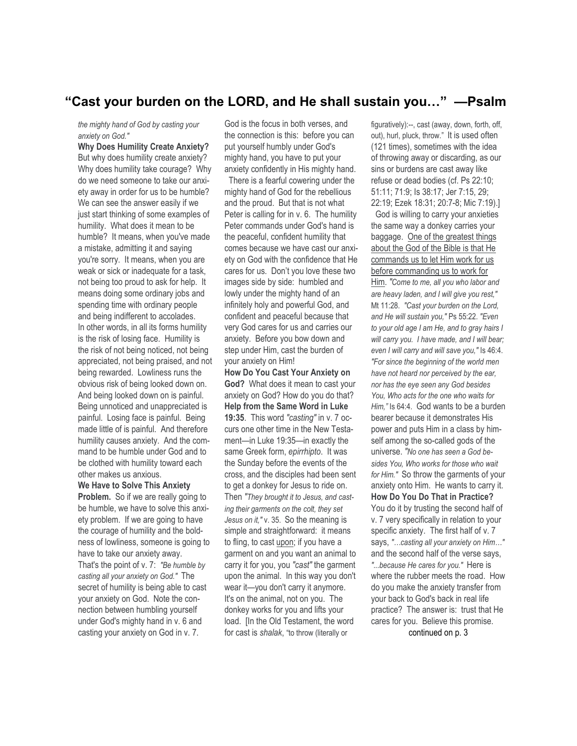## "Cast your burden on the LORD, and He shall sustain you…" —Psalm

*the mighty hand of God by casting your anxiety on God."*

**Why Does Humility Create Anxiety?** But why does humility create anxiety? Why does humility take courage? Why do we need someone to take our anxiety away in order for us to be humble? We can see the answer easily if we just start thinking of some examples of humility. What does it mean to be humble? It means, when you've made a mistake, admitting it and saying you're sorry. It means, when you are weak or sick or inadequate for a task, not being too proud to ask for help. It means doing some ordinary jobs and spending time with ordinary people and being indifferent to accolades. In other words, in all its forms humility is the risk of losing face. Humility is the risk of not being noticed, not being appreciated, not being praised, and not being rewarded. Lowliness runs the obvious risk of being looked down on. And being looked down on is painful. Being unnoticed and unappreciated is painful. Losing face is painful. Being made little of is painful. And therefore humility causes anxiety. And the command to be humble under God and to be clothed with humility toward each other makes us anxious.

**We Have to Solve This Anxiety Problem.** So if we are really going to be humble, we have to solve this anxiety problem. If we are going to have the courage of humility and the boldness of lowliness, someone is going to have to take our anxiety away. That's the point of v. 7: *"Be humble by casting all your anxiety on God."* The secret of humility is being able to cast your anxiety on God. Note the connection between humbling yourself under God's mighty hand in v. 6 and casting your anxiety on God in v. 7. God is the focus in both verses, and the connection is this: before you can put yourself humbly under God's mighty hand, you have to put your anxiety confidently in His mighty hand.

There is a fearful cowering under the mighty hand of God for the rebellious and the proud. But that is not what Peter is calling for in v. 6. The humility Peter commands under God's hand is the peaceful, confident humility that comes because we have cast our anxiety on God with the confidence that He cares for us. Don't you love these two images side by side: humbled and lowly under the mighty hand of an infinitely holy and powerful God, and confident and peaceful because that very God cares for us and carries our anxiety. Before you bow down and step under Him, cast the burden of your anxiety on Him!

**How Do You Cast Your Anxiety on God?** What does it mean to cast your anxiety on God? How do you do that?

**Help from the Same Word in Luke 19:35**. This word *"casting"* in v. 7 occurs one other time in the New Testament—in Luke 19:35—in exactly the same Greek form, *epirrhipto*. It was the Sunday before the events of the cross, and the disciples had been sent to get a donkey for Jesus to ride on. Then *"They brought it to Jesus, and casting their garments on the colt, they set Jesus on it,"* v. 35. So the meaning is simple and straightforward: it means to fling, to cast upon; if you have a garment on and you want an animal to carry it for you, you *"cast"* the garment upon the animal. In this way you don't wear it—you don't carry it anymore. It's on the animal, not on you. The donkey works for you and lifts your load. [In the Old Testament, the word for cast is *shalak*, "to throw (literally or figuratively):--, cast (away, down, forth, off, out), hurl, pluck, throw." It is used often (121 times), sometimes with the idea of throwing away or discarding, as our sins or burdens are cast away like refuse or dead bodies (cf. Ps 22:10; 51:11; 71:9; Is 38:17; Jer 7:15, 29; 22:19; Ezek 18:31; 20:7-8; Mic 7:19).]

God is willing to carry your anxieties the same way a donkey carries your baggage. One of the greatest things about the God of the Bible is that He commands us to let Him work for us before commanding us to work for Him. *"Come to me, all you who labor and are heavy laden, and I will give you rest,"* Mt 11:28. *"Cast your burden on the Lord, and He will sustain you,"* Ps 55:22. *"Even to your old age I am He, and to gray hairs I will carry you. I have made, and I will bear; even I will carry and will save you,"* Is 46:4. *"For since the beginning of the world men have not heard nor perceived by the ear, nor has the eye seen any God besides You, Who acts for the one who waits for Him,"* Is 64:4. God wants to be a burden bearer because it demonstrates His power and puts Him in a class by himself among the so-called gods of the universe. *"No one has seen a God besides You, Who works for those who wait for Him."* So throw the garments of your anxiety onto Him. He wants to carry it.

**How Do You Do That in Practice?** You do it by trusting the second half of v. 7 very specifically in relation to your specific anxiety. The first half of v. 7 says, *"…casting all your anxiety on Him…"* and the second half of the verse says, *"...because He cares for you."* Here is where the rubber meets the road. How do you make the anxiety transfer from your back to God's back in real life practice? The answer is: trust that He cares for you. Believe this promise.

continued on p. 3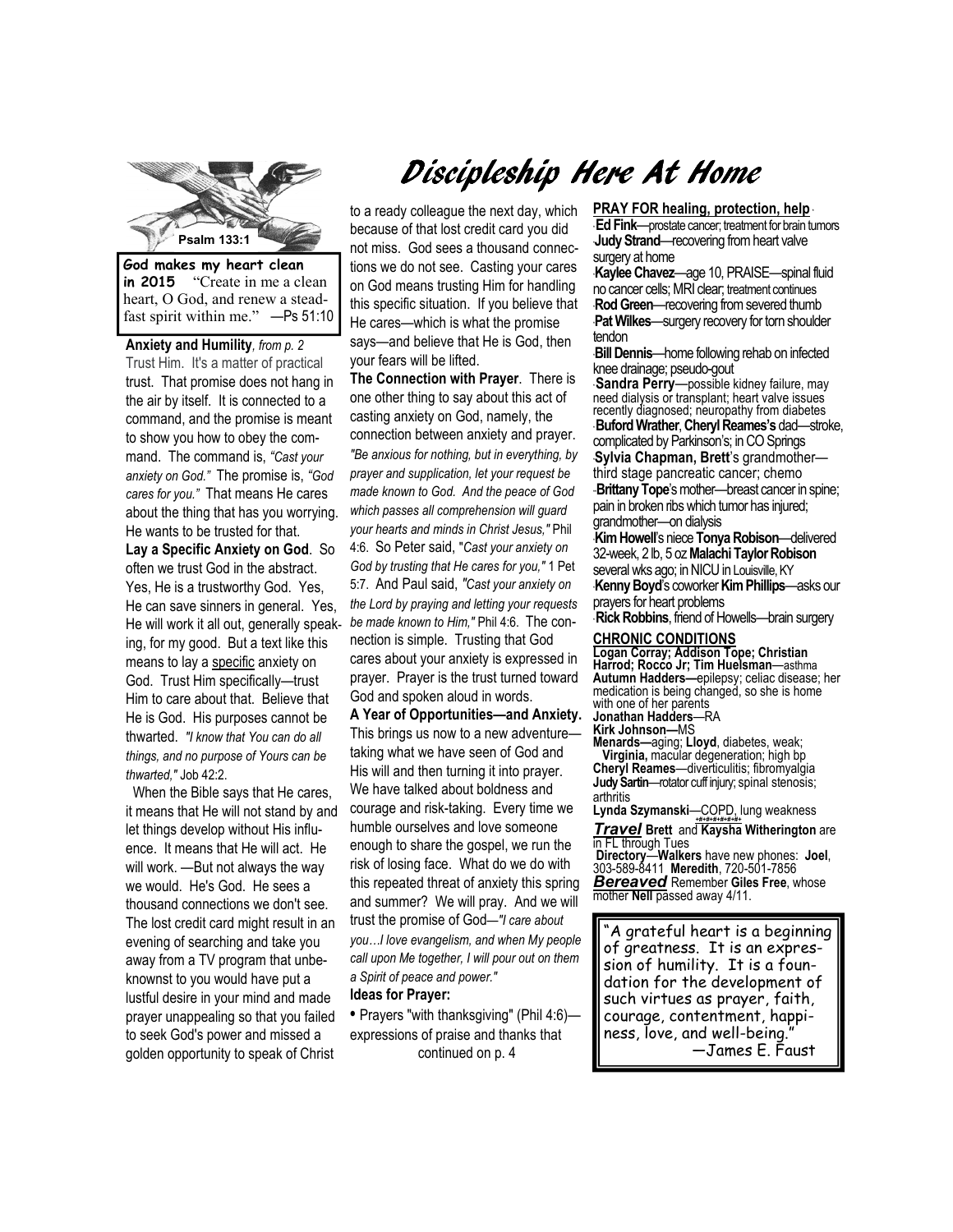# Discipleship Here At Home

Psalm 133:1

**God makes my heart clean in 2015** "Create in me a clean heart, O God, and renew a steadfast spirit within me." —Ps 51:10

**Anxiety and Humility**, *from p. 2*

Trust Him. It's a matter of practical trust. That promise does not hang in the air by itself. It is connected to a command, and the promise is meant to show you how to obey the command. The command is, *"Cast your anxiety on God."* The promise is, *"God cares for you."* That means He cares about the thing that has you worrying. He wants to be trusted for that.

**Lay a Specific Anxiety on God**. So often we trust God in the abstract. Yes, He is a trustworthy God. Yes, He can save sinners in general. Yes, He will work it all out, generally speaking, for my good. But a text like this means to lay a specific anxiety on God. Trust Him specifically—trust Him to care about that. Believe that He is God. His purposes cannot be thwarted. *"I know that You can do all things, and no purpose of Yours can be thwarted,"* Job 42:2.

When the Bible says that He cares, it means that He will not stand by and let things develop without His influence. It means that He will act. He will work. —But not always the way we would. He's God. He sees a thousand connections we don't see. The lost credit card might result in an evening of searching and take you away from a TV program that unbeknownst to you would have put a lustful desire in your mind and made prayer unappealing so that you failed to seek God's power and missed a golden opportunity to speak of Christ to a ready colleague the next day, which because of that lost credit card you did not miss. God sees a thousand connections we do not see. Casting your cares on God means trusting Him for handling this specific situation. If you believe that He cares—which is what the promise says—and believe that He is God, then your fears will be lifted.

**The Connection with Prayer**. There is one other thing to say about this act of casting anxiety on God, namely, the connection between anxiety and prayer. *"Be anxious for nothing, but in everything, by prayer and supplication, let your request be made known to God. And the peace of God which passes all comprehension will guard your hearts and minds in Christ Jesus,"* Phil 4:6. So Peter said, "*Cast your anxiety on God by trusting that He cares for you,"* 1 Pet 5:7. And Paul said, *"Cast your anxiety on the Lord by praying and letting your requests be made known to Him,"* Phil 4:6. The connection is simple. Trusting that God cares about your anxiety is expressed in prayer. Prayer is the trust turned toward God and spoken aloud in words.

**A Year of Opportunities—and Anxiety.** This brings us now to a new adventure—taking what we have seen of God and His will and then turning it into prayer. We have talked about boldness and courage and risk-taking. Every time we humble ourselves and love someone enough to share the gospel, we run the risk of losing face. What do we do with this repeated threat of anxiety this spring and summer? We will pray. And we will trust the promise of God—*"I care about you…I love evangelism, and when My people call upon Me together, I will pour out on them a Spirit of peace and power."*

**Ideas for Prayer:**

- Prayers "with thanksgiving" (Phil 4:6)—expressions of praise and thanks that

continued on p. 4

**PRAY FOR healing, protection, help**

- **Ed Fink**—prostate cancer; treatment for brain tumors
- **Judy Strand**—recovering from heart valve surgery at home
- **Kaylee Chavez**—age 10, PRAISE—spinal fluid no cancer cells; MRI clear; treatment continues
- **Rod Green**—recovering from severed thumb
- **Pat Wilkes**—surgery recovery for torn shoulder tendon
- **Bill Dennis**—home following rehab on infected knee drainage; pseudo-gout
- **Sandra Perry**—possible kidney failure, may need dialysis or transplant; heart valve issues recently diagnosed; neuropathy from diabetes
- **Buford Wrather**, **Cheryl Reames's** dad—stroke, complicated by Parkinson's; in CO Springs
- **Sylvia Chapman, Brett**'s grandmother—third stage pancreatic cancer; chemo
- **Brittany Tope**'s mother—breast cancer in spine; pain in broken ribs which tumor has injured; grandmother—on dialysis
- **Kim Howell**'s niece **Tonya Robison**—delivered 32-week, 2 lb, 5 oz **Malachi Taylor Robison** several wks ago; in NICU in Louisville, KY
- **Kenny Boyd**'s coworker **Kim Phillips**—asks our prayers for heart problems
- **Rick Robbins**, friend of Howells—brain surgery

**CHRONIC CONDITIONS**

**Logan Corray; Addison Tope; Christian Harrod; Rocco Jr; Tim Huelsman**—asthma
**Autumn Hadders—**epilepsy; celiac disease; her medication is being changed, so she is home with one of her parents
**Jonathan Hadders**—RA
**Kirk Johnson—**MS
**Menards—**aging; **Lloyd**, diabetes, weak; **Virginia,** macular degeneration; high bp
**Cheryl Reames**—diverticulitis; fibromyalgia
**Judy Sartin**—rotator cuff injury; spinal stenosis; arthritis
**Lynda Szymanski**—COPD, lung weakness

***Travel*** **Brett** and **Kaysha Witherington** are in FL through Tues

**Directory**—**Walkers** have new phones: **Joel**, 303-589-8411 **Meredith**, 720-501-7856

***Bereaved*** Remember **Giles Free**, whose mother **Nell** passed away 4/11.

"A grateful heart is a beginning of greatness. It is an expression of humility. It is a foundation for the development of such virtues as prayer, faith, courage, contentment, happiness, love, and well-being." —James E. Faust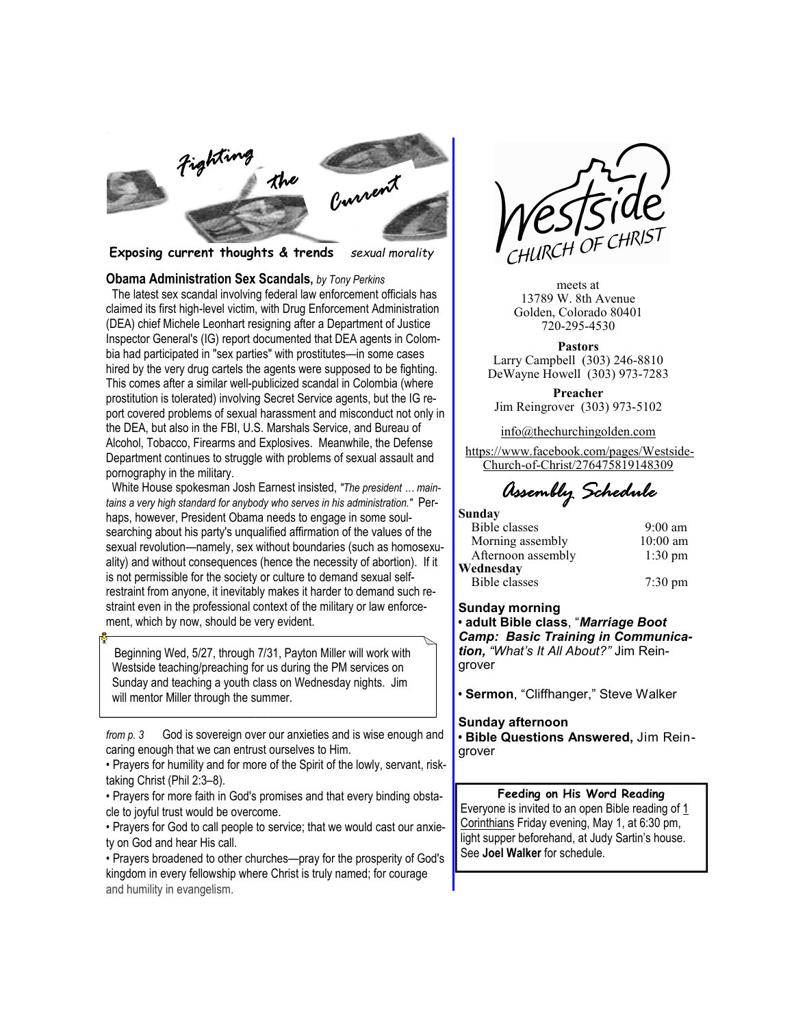# Fighting the Current

**Exposing current thoughts & trends** *sexual morality*

**Obama Administration Sex Scandals,** *by Tony Perkins*

The latest sex scandal involving federal law enforcement officials has claimed its first high-level victim, with Drug Enforcement Administration (DEA) chief Michele Leonhart resigning after a Department of Justice Inspector General's (IG) report documented that DEA agents in Colombia had participated in "sex parties" with prostitutes—in some cases hired by the very drug cartels the agents were supposed to be fighting. This comes after a similar well-publicized scandal in Colombia (where prostitution is tolerated) involving Secret Service agents, but the IG report covered problems of sexual harassment and misconduct not only in the DEA, but also in the FBI, U.S. Marshals Service, and Bureau of Alcohol, Tobacco, Firearms and Explosives. Meanwhile, the Defense Department continues to struggle with problems of sexual assault and pornography in the military.

White House spokesman Josh Earnest insisted, *"The president … maintains a very high standard for anybody who serves in his administration."* Perhaps, however, President Obama needs to engage in some soul-searching about his party's unqualified affirmation of the values of the sexual revolution—namely, sex without boundaries (such as homosexuality) and without consequences (hence the necessity of abortion). If it is not permissible for the society or culture to demand sexual self-restraint from anyone, it inevitably makes it harder to demand such restraint even in the professional context of the military or law enforcement, which by now, should be very evident.

Beginning Wed, 5/27, through 7/31, Payton Miller will work with Westside teaching/preaching for us during the PM services on Sunday and teaching a youth class on Wednesday nights. Jim will mentor Miller through the summer.

*from p. 3* God is sovereign over our anxieties and is wise enough and caring enough that we can entrust ourselves to Him.

• Prayers for humility and for more of the Spirit of the lowly, servant, risk-taking Christ (Phil 2:3–8).

• Prayers for more faith in God's promises and that every binding obstacle to joyful trust would be overcome.

• Prayers for God to call people to service; that we would cast our anxiety on God and hear His call.

• Prayers broadened to other churches—pray for the prosperity of God's kingdom in every fellowship where Christ is truly named; for courage and humility in evangelism.

## Westside CHURCH OF CHRIST

meets at
13789 W. 8th Avenue
Golden, Colorado 80401
720-295-4530

**Pastors**
Larry Campbell (303) 246-8810
DeWayne Howell (303) 973-7283

**Preacher**
Jim Reingrover (303) 973-5102

info@thechurchingolden.com

https://www.facebook.com/pages/Westside-Church-of-Christ/276475819148309

## Assembly Schedule

| | |
|---|---|
| **Sunday** | |
| Bible classes | 9:00 am |
| Morning assembly | 10:00 am |
| Afternoon assembly | 1:30 pm |
| **Wednesday** | |
| Bible classes | 7:30 pm |

**Sunday morning**

• **adult Bible class**, "***Marriage Boot Camp: Basic Training in Communication,*** *"What's It All About?"* Jim Reingrover

• **Sermon**, "Cliffhanger," Steve Walker

**Sunday afternoon**

• **Bible Questions Answered,** Jim Reingrover

**Feeding on His Word Reading**

Everyone is invited to an open Bible reading of 1 Corinthians Friday evening, May 1, at 6:30 pm, light supper beforehand, at Judy Sartin's house. See **Joel Walker** for schedule.